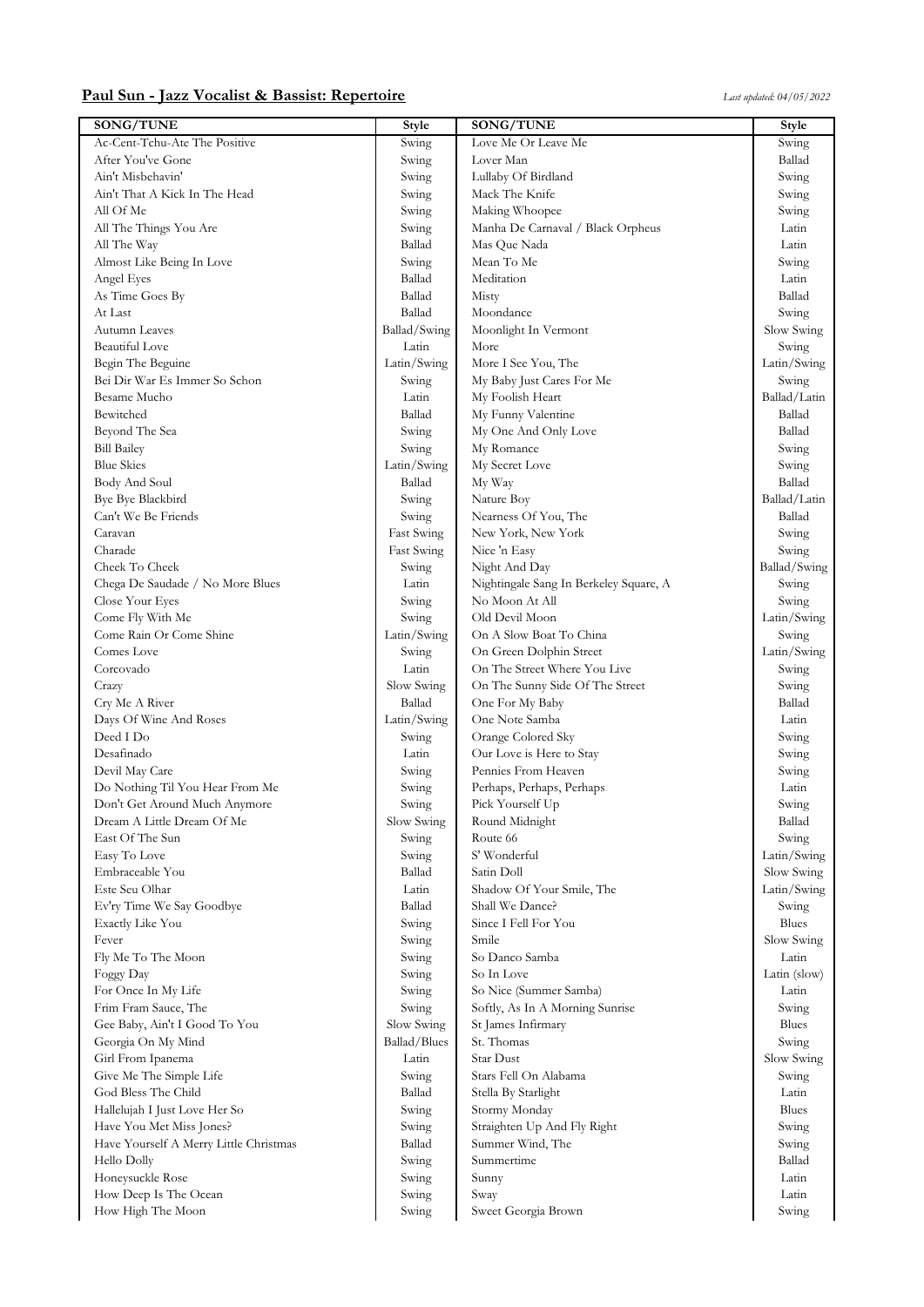**Paul Sun - Jazz Vocalist & Bassist: Repertoire**

*Last updated: 04/05/2022*

| SONG/TUNE | Style | SONG/TUNE | Style |
|---|---|---|---|
| Ac-Cent-Tchu-Ate The Positive | Swing | Love Me Or Leave Me | Swing |
| After You've Gone | Swing | Lover Man | Ballad |
| Ain't Misbehavin' | Swing | Lullaby Of Birdland | Swing |
| Ain't That A Kick In The Head | Swing | Mack The Knife | Swing |
| All Of Me | Swing | Making Whoopee | Swing |
| All The Things You Are | Swing | Manha De Carnaval / Black Orpheus | Latin |
| All The Way | Ballad | Mas Que Nada | Latin |
| Almost Like Being In Love | Swing | Mean To Me | Swing |
| Angel Eyes | Ballad | Meditation | Latin |
| As Time Goes By | Ballad | Misty | Ballad |
| At Last | Ballad | Moondance | Swing |
| Autumn Leaves | Ballad/Swing | Moonlight In Vermont | Slow Swing |
| Beautiful Love | Latin | More | Swing |
| Begin The Beguine | Latin/Swing | More I See You, The | Latin/Swing |
| Bei Dir War Es Immer So Schon | Swing | My Baby Just Cares For Me | Swing |
| Besame Mucho | Latin | My Foolish Heart | Ballad/Latin |
| Bewitched | Ballad | My Funny Valentine | Ballad |
| Beyond The Sea | Swing | My One And Only Love | Ballad |
| Bill Bailey | Swing | My Romance | Swing |
| Blue Skies | Latin/Swing | My Secret Love | Swing |
| Body And Soul | Ballad | My Way | Ballad |
| Bye Bye Blackbird | Swing | Nature Boy | Ballad/Latin |
| Can't We Be Friends | Swing | Nearness Of You, The | Ballad |
| Caravan | Fast Swing | New York, New York | Swing |
| Charade | Fast Swing | Nice 'n Easy | Swing |
| Cheek To Cheek | Swing | Night And Day | Ballad/Swing |
| Chega De Saudade / No More Blues | Latin | Nightingale Sang In Berkeley Square, A | Swing |
| Close Your Eyes | Swing | No Moon At All | Swing |
| Come Fly With Me | Swing | Old Devil Moon | Latin/Swing |
| Come Rain Or Come Shine | Latin/Swing | On A Slow Boat To China | Swing |
| Comes Love | Swing | On Green Dolphin Street | Latin/Swing |
| Corcovado | Latin | On The Street Where You Live | Swing |
| Crazy | Slow Swing | On The Sunny Side Of The Street | Swing |
| Cry Me A River | Ballad | One For My Baby | Ballad |
| Days Of Wine And Roses | Latin/Swing | One Note Samba | Latin |
| Deed I Do | Swing | Orange Colored Sky | Swing |
| Desafinado | Latin | Our Love is Here to Stay | Swing |
| Devil May Care | Swing | Pennies From Heaven | Swing |
| Do Nothing Til You Hear From Me | Swing | Perhaps, Perhaps, Perhaps | Latin |
| Don't Get Around Much Anymore | Swing | Pick Yourself Up | Swing |
| Dream A Little Dream Of Me | Slow Swing | Round Midnight | Ballad |
| East Of The Sun | Swing | Route 66 | Swing |
| Easy To Love | Swing | S' Wonderful | Latin/Swing |
| Embraceable You | Ballad | Satin Doll | Slow Swing |
| Este Seu Olhar | Latin | Shadow Of Your Smile, The | Latin/Swing |
| Ev'ry Time We Say Goodbye | Ballad | Shall We Dance? | Swing |
| Exactly Like You | Swing | Since I Fell For You | Blues |
| Fever | Swing | Smile | Slow Swing |
| Fly Me To The Moon | Swing | So Danco Samba | Latin |
| Foggy Day | Swing | So In Love | Latin (slow) |
| For Once In My Life | Swing | So Nice (Summer Samba) | Latin |
| Frim Fram Sauce, The | Swing | Softly, As In A Morning Sunrise | Swing |
| Gee Baby, Ain't I Good To You | Slow Swing | St James Infirmary | Blues |
| Georgia On My Mind | Ballad/Blues | St. Thomas | Swing |
| Girl From Ipanema | Latin | Star Dust | Slow Swing |
| Give Me The Simple Life | Swing | Stars Fell On Alabama | Swing |
| God Bless The Child | Ballad | Stella By Starlight | Latin |
| Hallelujah I Just Love Her So | Swing | Stormy Monday | Blues |
| Have You Met Miss Jones? | Swing | Straighten Up And Fly Right | Swing |
| Have Yourself A Merry Little Christmas | Ballad | Summer Wind, The | Swing |
| Hello Dolly | Swing | Summertime | Ballad |
| Honeysuckle Rose | Swing | Sunny | Latin |
| How Deep Is The Ocean | Swing | Sway | Latin |
| How High The Moon | Swing | Sweet Georgia Brown | Swing |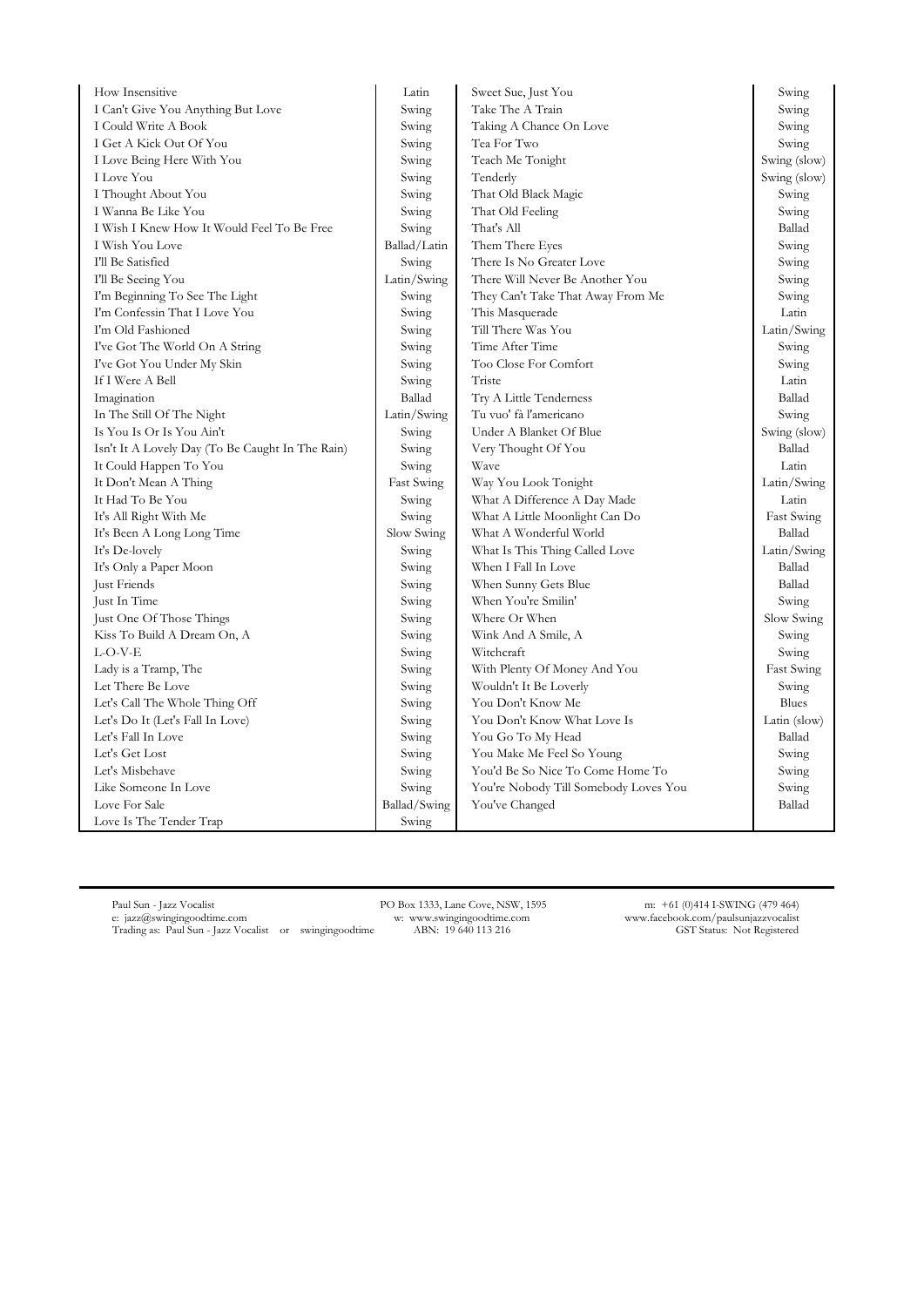| | | | |
|---|---|---|---|
| How Insensitive | Latin | Sweet Sue, Just You | Swing |
| I Can't Give You Anything But Love | Swing | Take The A Train | Swing |
| I Could Write A Book | Swing | Taking A Chance On Love | Swing |
| I Get A Kick Out Of You | Swing | Tea For Two | Swing |
| I Love Being Here With You | Swing | Teach Me Tonight | Swing (slow) |
| I Love You | Swing | Tenderly | Swing (slow) |
| I Thought About You | Swing | That Old Black Magic | Swing |
| I Wanna Be Like You | Swing | That Old Feeling | Swing |
| I Wish I Knew How It Would Feel To Be Free | Swing | That's All | Ballad |
| I Wish You Love | Ballad/Latin | Them There Eyes | Swing |
| I'll Be Satisfied | Swing | There Is No Greater Love | Swing |
| I'll Be Seeing You | Latin/Swing | There Will Never Be Another You | Swing |
| I'm Beginning To See The Light | Swing | They Can't Take That Away From Me | Swing |
| I'm Confessin That I Love You | Swing | This Masquerade | Latin |
| I'm Old Fashioned | Swing | Till There Was You | Latin/Swing |
| I've Got The World On A String | Swing | Time After Time | Swing |
| I've Got You Under My Skin | Swing | Too Close For Comfort | Swing |
| If I Were A Bell | Swing | Triste | Latin |
| Imagination | Ballad | Try A Little Tenderness | Ballad |
| In The Still Of The Night | Latin/Swing | Tu vuo' fà l'americano | Swing |
| Is You Is Or Is You Ain't | Swing | Under A Blanket Of Blue | Swing (slow) |
| Isn't It A Lovely Day (To Be Caught In The Rain) | Swing | Very Thought Of You | Ballad |
| It Could Happen To You | Swing | Wave | Latin |
| It Don't Mean A Thing | Fast Swing | Way You Look Tonight | Latin/Swing |
| It Had To Be You | Swing | What A Difference A Day Made | Latin |
| It's All Right With Me | Swing | What A Little Moonlight Can Do | Fast Swing |
| It's Been A Long Long Time | Slow Swing | What A Wonderful World | Ballad |
| It's De-lovely | Swing | What Is This Thing Called Love | Latin/Swing |
| It's Only a Paper Moon | Swing | When I Fall In Love | Ballad |
| Just Friends | Swing | When Sunny Gets Blue | Ballad |
| Just In Time | Swing | When You're Smilin' | Swing |
| Just One Of Those Things | Swing | Where Or When | Slow Swing |
| Kiss To Build A Dream On, A | Swing | Wink And A Smile, A | Swing |
| L-O-V-E | Swing | Witchcraft | Swing |
| Lady is a Tramp, The | Swing | With Plenty Of Money And You | Fast Swing |
| Let There Be Love | Swing | Wouldn't It Be Loverly | Swing |
| Let's Call The Whole Thing Off | Swing | You Don't Know Me | Blues |
| Let's Do It (Let's Fall In Love) | Swing | You Don't Know What Love Is | Latin (slow) |
| Let's Fall In Love | Swing | You Go To My Head | Ballad |
| Let's Get Lost | Swing | You Make Me Feel So Young | Swing |
| Let's Misbehave | Swing | You'd Be So Nice To Come Home To | Swing |
| Like Someone In Love | Swing | You're Nobody Till Somebody Loves You | Swing |
| Love For Sale | Ballad/Swing | You've Changed | Ballad |
| Love Is The Tender Trap | Swing | | |

Paul Sun - Jazz Vocalist
e: jazz@swingingoodtime.com
Trading as: Paul Sun - Jazz Vocalist or swingingoodtime

PO Box 1333, Lane Cove, NSW, 1595
w: www.swingingoodtime.com
ABN: 19 640 113 216

m: +61 (0)414 I-SWING (479 464)
www.facebook.com/paulsunjazzvocalist
GST Status: Not Registered